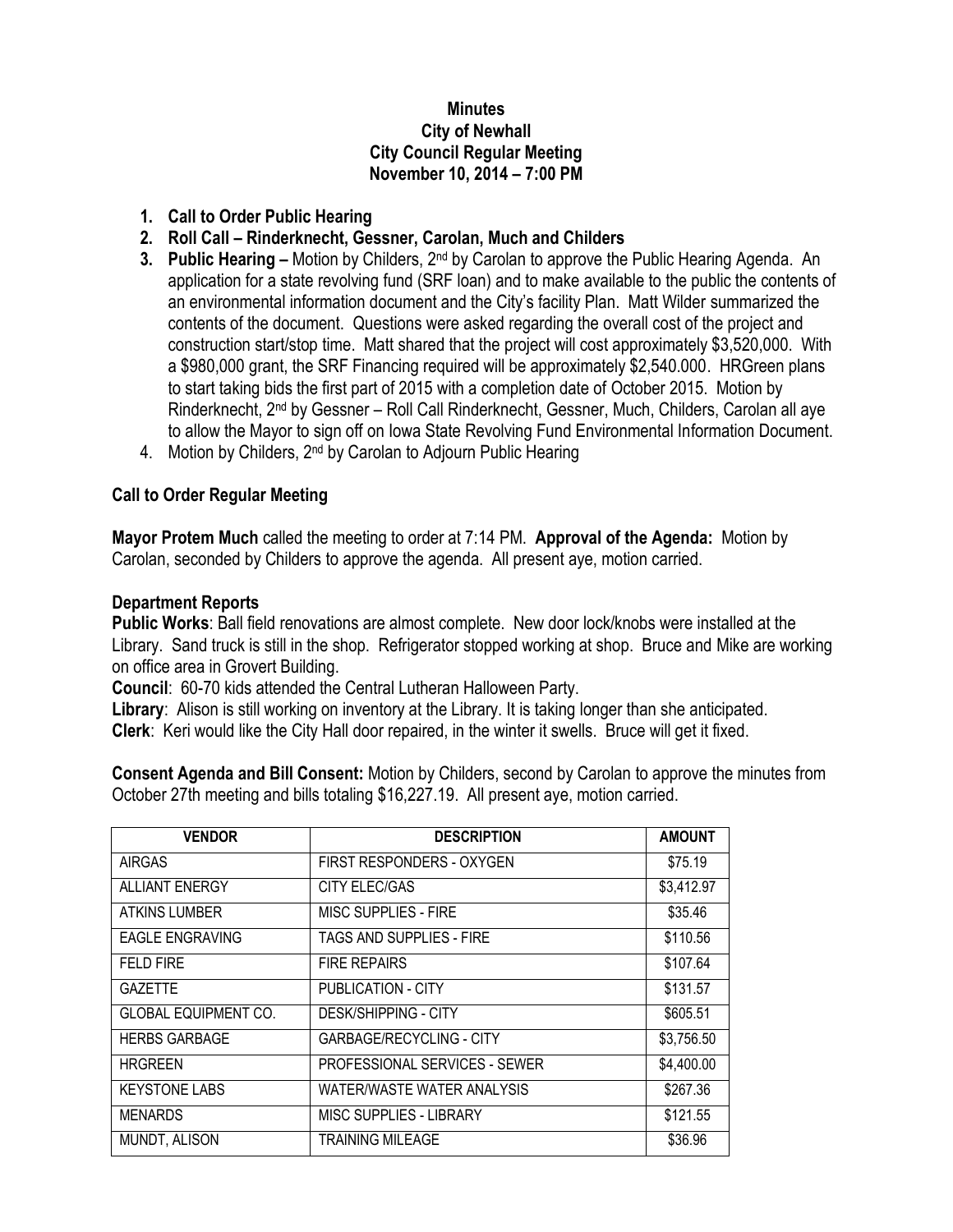**Minutes**
**City of Newhall**
**City Council Regular Meeting**
**November 10, 2014 – 7:00 PM**

1. **Call to Order Public Hearing**
2. **Roll Call – Rinderknecht, Gessner, Carolan, Much and Childers**
3. **Public Hearing –** Motion by Childers, 2nd by Carolan to approve the Public Hearing Agenda. An application for a state revolving fund (SRF loan) and to make available to the public the contents of an environmental information document and the City's facility Plan. Matt Wilder summarized the contents of the document. Questions were asked regarding the overall cost of the project and construction start/stop time. Matt shared that the project will cost approximately $3,520,000. With a $980,000 grant, the SRF Financing required will be approximately $2,540.000. HRGreen plans to start taking bids the first part of 2015 with a completion date of October 2015. Motion by Rinderknecht, 2nd by Gessner – Roll Call Rinderknecht, Gessner, Much, Childers, Carolan all aye to allow the Mayor to sign off on Iowa State Revolving Fund Environmental Information Document.
4. Motion by Childers, 2nd by Carolan to Adjourn Public Hearing

**Call to Order Regular Meeting**

**Mayor Protem Much** called the meeting to order at 7:14 PM. **Approval of the Agenda:** Motion by Carolan, seconded by Childers to approve the agenda. All present aye, motion carried.

**Department Reports**

**Public Works**: Ball field renovations are almost complete. New door lock/knobs were installed at the Library. Sand truck is still in the shop. Refrigerator stopped working at shop. Bruce and Mike are working on office area in Grovert Building.

**Council**: 60-70 kids attended the Central Lutheran Halloween Party.

**Library**: Alison is still working on inventory at the Library. It is taking longer than she anticipated.

**Clerk**: Keri would like the City Hall door repaired, in the winter it swells. Bruce will get it fixed.

**Consent Agenda and Bill Consent:** Motion by Childers, second by Carolan to approve the minutes from October 27th meeting and bills totaling $16,227.19. All present aye, motion carried.

| VENDOR | DESCRIPTION | AMOUNT |
|---|---|---|
| AIRGAS | FIRST RESPONDERS - OXYGEN | $75.19 |
| ALLIANT ENERGY | CITY ELEC/GAS | $3,412.97 |
| ATKINS LUMBER | MISC SUPPLIES - FIRE | $35.46 |
| EAGLE ENGRAVING | TAGS AND SUPPLIES - FIRE | $110.56 |
| FELD FIRE | FIRE REPAIRS | $107.64 |
| GAZETTE | PUBLICATION - CITY | $131.57 |
| GLOBAL EQUIPMENT CO. | DESK/SHIPPING - CITY | $605.51 |
| HERBS GARBAGE | GARBAGE/RECYCLING - CITY | $3,756.50 |
| HRGREEN | PROFESSIONAL SERVICES - SEWER | $4,400.00 |
| KEYSTONE LABS | WATER/WASTE WATER ANALYSIS | $267.36 |
| MENARDS | MISC SUPPLIES - LIBRARY | $121.55 |
| MUNDT, ALISON | TRAINING MILEAGE | $36.96 |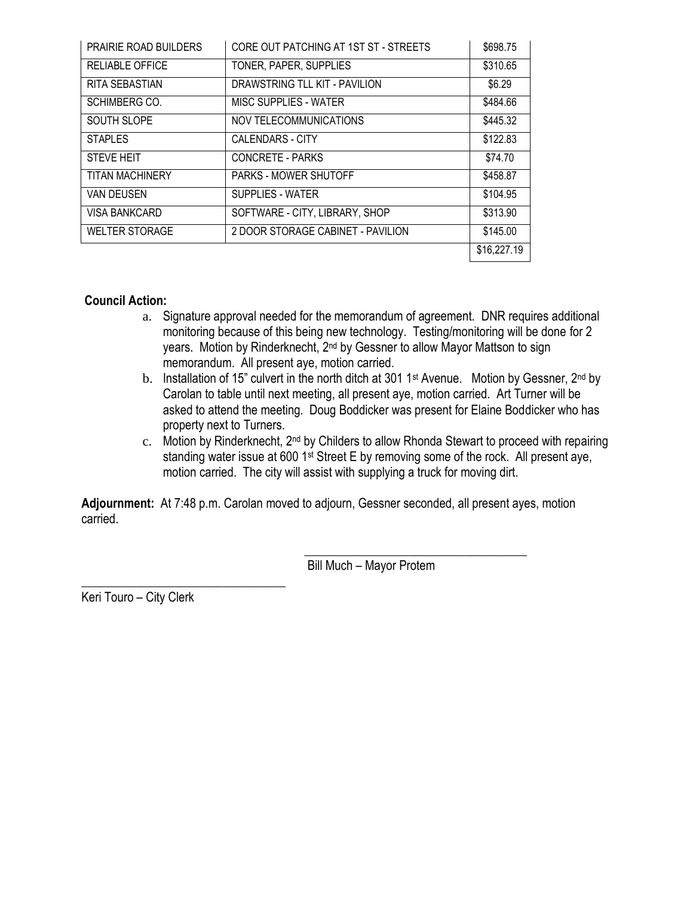| | | |
|---|---|---|
| PRAIRIE ROAD BUILDERS | CORE OUT PATCHING AT 1ST ST - STREETS | \$698.75 |
| RELIABLE OFFICE | TONER, PAPER, SUPPLIES | \$310.65 |
| RITA SEBASTIAN | DRAWSTRING TLL KIT - PAVILION | \$6.29 |
| SCHIMBERG CO. | MISC SUPPLIES - WATER | \$484.66 |
| SOUTH SLOPE | NOV TELECOMMUNICATIONS | \$445.32 |
| STAPLES | CALENDARS - CITY | \$122.83 |
| STEVE HEIT | CONCRETE - PARKS | \$74.70 |
| TITAN MACHINERY | PARKS - MOWER SHUTOFF | \$458.87 |
| VAN DEUSEN | SUPPLIES - WATER | \$104.95 |
| VISA BANKCARD | SOFTWARE - CITY, LIBRARY, SHOP | \$313.90 |
| WELTER STORAGE | 2 DOOR STORAGE CABINET - PAVILION | \$145.00 |
| | | \$16,227.19 |

**Council Action:**

a. Signature approval needed for the memorandum of agreement. DNR requires additional monitoring because of this being new technology. Testing/monitoring will be done for 2 years. Motion by Rinderknecht, 2nd by Gessner to allow Mayor Mattson to sign memorandum. All present aye, motion carried.

b. Installation of 15" culvert in the north ditch at 301 1st Avenue. Motion by Gessner, 2nd by Carolan to table until next meeting, all present aye, motion carried. Art Turner will be asked to attend the meeting. Doug Boddicker was present for Elaine Boddicker who has property next to Turners.

c. Motion by Rinderknecht, 2nd by Childers to allow Rhonda Stewart to proceed with repairing standing water issue at 600 1st Street E by removing some of the rock. All present aye, motion carried. The city will assist with supplying a truck for moving dirt.

**Adjournment:** At 7:48 p.m. Carolan moved to adjourn, Gessner seconded, all present ayes, motion carried.

\_\_\_\_\_\_\_\_\_\_\_\_\_\_\_\_\_\_\_\_\_\_\_\_\_\_\_\_\_\_\_\_\_\_\_\_

Bill Much – Mayor Protem

\_\_\_\_\_\_\_\_\_\_\_\_\_\_\_\_\_\_\_\_\_\_\_\_\_\_\_\_\_\_\_\_\_\_\_\_

Keri Touro – City Clerk